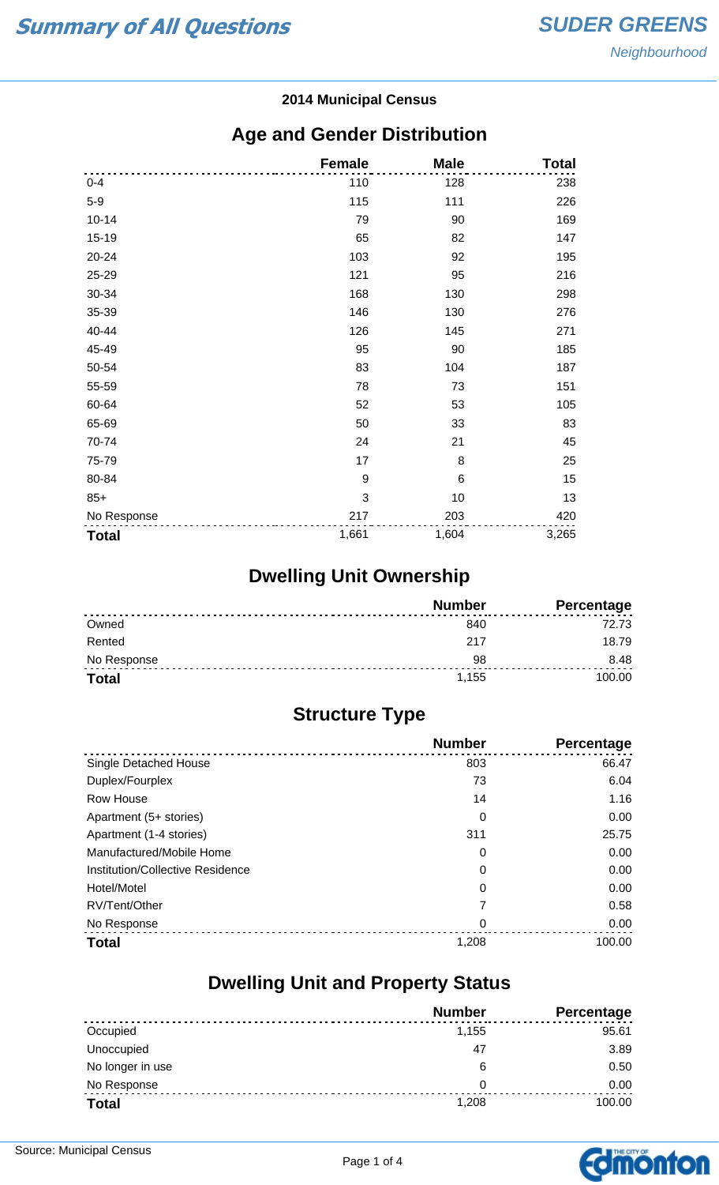# Summary of All Questions

**SUDER GREENS**

*Neighbourhood*

**2014 Municipal Census**

## Age and Gender Distribution

| | Female | Male | Total |
|---|---|---|---|
| 0-4 | 110 | 128 | 238 |
| 5-9 | 115 | 111 | 226 |
| 10-14 | 79 | 90 | 169 |
| 15-19 | 65 | 82 | 147 |
| 20-24 | 103 | 92 | 195 |
| 25-29 | 121 | 95 | 216 |
| 30-34 | 168 | 130 | 298 |
| 35-39 | 146 | 130 | 276 |
| 40-44 | 126 | 145 | 271 |
| 45-49 | 95 | 90 | 185 |
| 50-54 | 83 | 104 | 187 |
| 55-59 | 78 | 73 | 151 |
| 60-64 | 52 | 53 | 105 |
| 65-69 | 50 | 33 | 83 |
| 70-74 | 24 | 21 | 45 |
| 75-79 | 17 | 8 | 25 |
| 80-84 | 9 | 6 | 15 |
| 85+ | 3 | 10 | 13 |
| No Response | 217 | 203 | 420 |
| **Total** | 1,661 | 1,604 | 3,265 |

## Dwelling Unit Ownership

| | Number | Percentage |
|---|---|---|
| Owned | 840 | 72.73 |
| Rented | 217 | 18.79 |
| No Response | 98 | 8.48 |
| **Total** | 1,155 | 100.00 |

## Structure Type

| | Number | Percentage |
|---|---|---|
| Single Detached House | 803 | 66.47 |
| Duplex/Fourplex | 73 | 6.04 |
| Row House | 14 | 1.16 |
| Apartment (5+ stories) | 0 | 0.00 |
| Apartment (1-4 stories) | 311 | 25.75 |
| Manufactured/Mobile Home | 0 | 0.00 |
| Institution/Collective Residence | 0 | 0.00 |
| Hotel/Motel | 0 | 0.00 |
| RV/Tent/Other | 7 | 0.58 |
| No Response | 0 | 0.00 |
| **Total** | 1,208 | 100.00 |

## Dwelling Unit and Property Status

| | Number | Percentage |
|---|---|---|
| Occupied | 1,155 | 95.61 |
| Unoccupied | 47 | 3.89 |
| No longer in use | 6 | 0.50 |
| No Response | 0 | 0.00 |
| **Total** | 1,208 | 100.00 |

Source: Municipal Census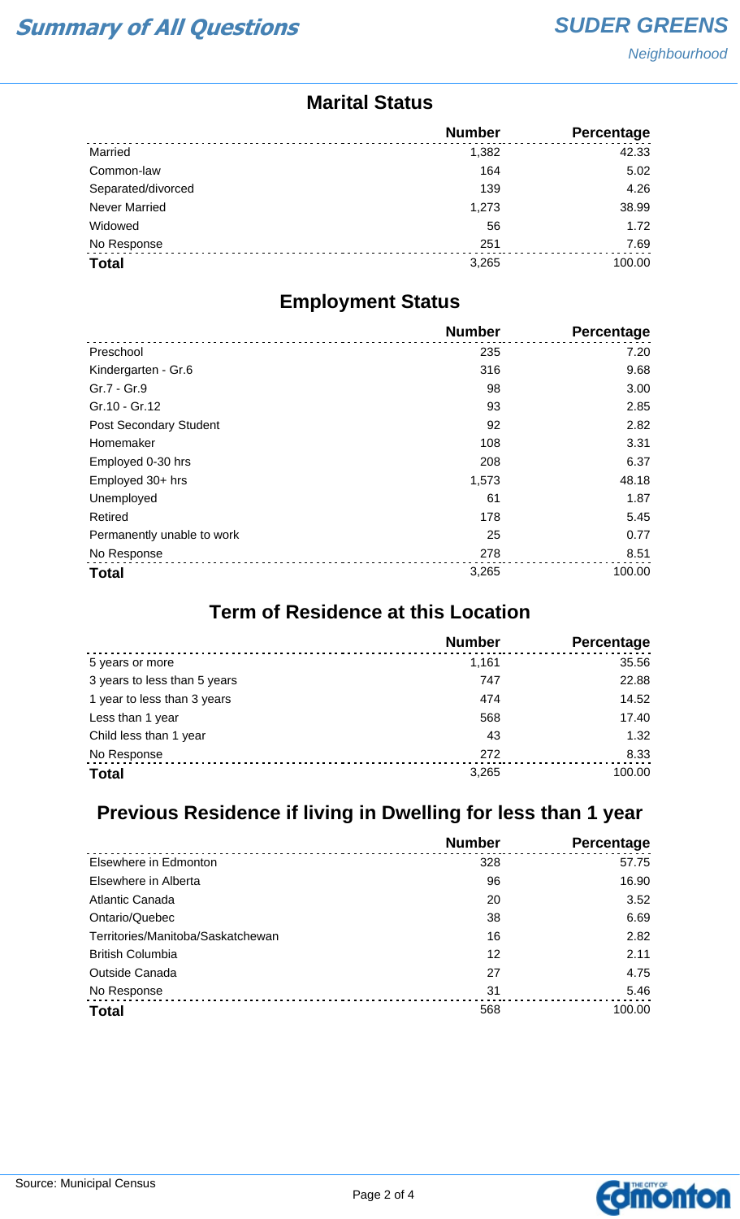# Summary of All Questions

**SUDER GREENS**
*Neighbourhood*

## Marital Status

| | Number | Percentage |
|---|---|---|
| Married | 1,382 | 42.33 |
| Common-law | 164 | 5.02 |
| Separated/divorced | 139 | 4.26 |
| Never Married | 1,273 | 38.99 |
| Widowed | 56 | 1.72 |
| No Response | 251 | 7.69 |
| **Total** | 3,265 | 100.00 |

## Employment Status

| | Number | Percentage |
|---|---|---|
| Preschool | 235 | 7.20 |
| Kindergarten - Gr.6 | 316 | 9.68 |
| Gr.7 - Gr.9 | 98 | 3.00 |
| Gr.10 - Gr.12 | 93 | 2.85 |
| Post Secondary Student | 92 | 2.82 |
| Homemaker | 108 | 3.31 |
| Employed 0-30 hrs | 208 | 6.37 |
| Employed 30+ hrs | 1,573 | 48.18 |
| Unemployed | 61 | 1.87 |
| Retired | 178 | 5.45 |
| Permanently unable to work | 25 | 0.77 |
| No Response | 278 | 8.51 |
| **Total** | 3,265 | 100.00 |

## Term of Residence at this Location

| | Number | Percentage |
|---|---|---|
| 5 years or more | 1,161 | 35.56 |
| 3 years to less than 5 years | 747 | 22.88 |
| 1 year to less than 3 years | 474 | 14.52 |
| Less than 1 year | 568 | 17.40 |
| Child less than 1 year | 43 | 1.32 |
| No Response | 272 | 8.33 |
| **Total** | 3,265 | 100.00 |

## Previous Residence if living in Dwelling for less than 1 year

| | Number | Percentage |
|---|---|---|
| Elsewhere in Edmonton | 328 | 57.75 |
| Elsewhere in Alberta | 96 | 16.90 |
| Atlantic Canada | 20 | 3.52 |
| Ontario/Quebec | 38 | 6.69 |
| Territories/Manitoba/Saskatchewan | 16 | 2.82 |
| British Columbia | 12 | 2.11 |
| Outside Canada | 27 | 4.75 |
| No Response | 31 | 5.46 |
| **Total** | 568 | 100.00 |

Source: Municipal Census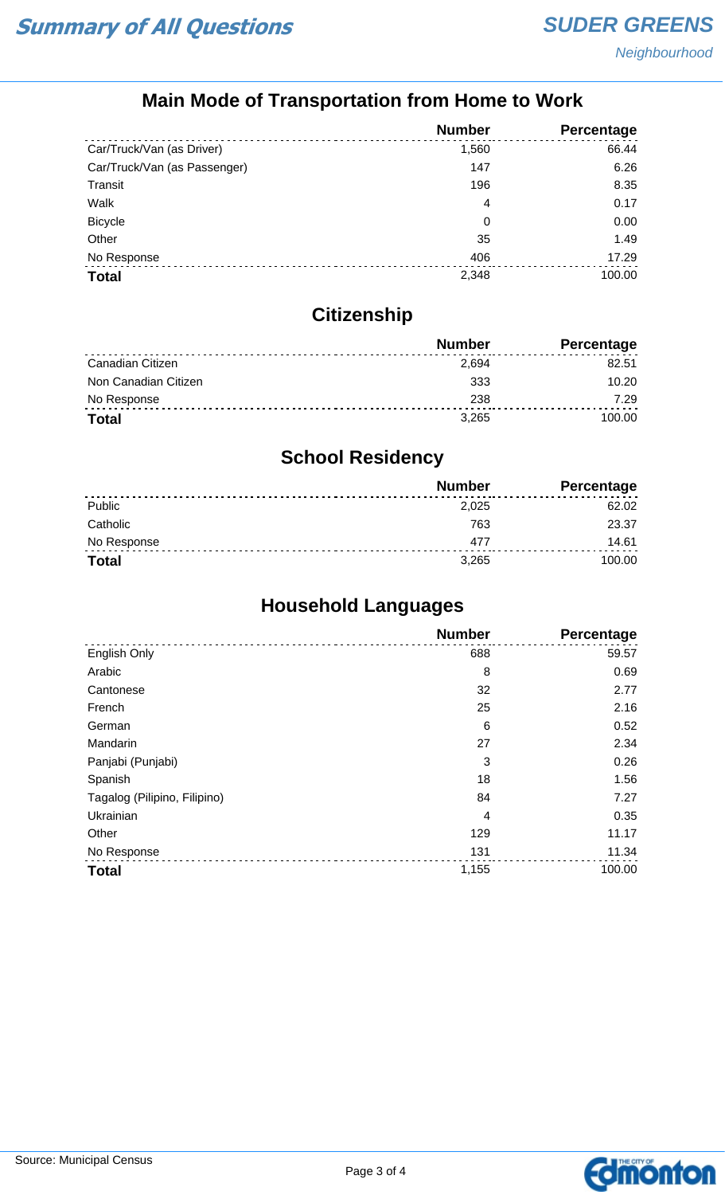# Summary of All Questions

## SUDER GREENS

*Neighbourhood*

### Main Mode of Transportation from Home to Work

| | Number | Percentage |
|---|---|---|
| Car/Truck/Van (as Driver) | 1,560 | 66.44 |
| Car/Truck/Van (as Passenger) | 147 | 6.26 |
| Transit | 196 | 8.35 |
| Walk | 4 | 0.17 |
| Bicycle | 0 | 0.00 |
| Other | 35 | 1.49 |
| No Response | 406 | 17.29 |
| **Total** | 2,348 | 100.00 |

### Citizenship

| | Number | Percentage |
|---|---|---|
| Canadian Citizen | 2,694 | 82.51 |
| Non Canadian Citizen | 333 | 10.20 |
| No Response | 238 | 7.29 |
| **Total** | 3,265 | 100.00 |

### School Residency

| | Number | Percentage |
|---|---|---|
| Public | 2,025 | 62.02 |
| Catholic | 763 | 23.37 |
| No Response | 477 | 14.61 |
| **Total** | 3,265 | 100.00 |

### Household Languages

| | Number | Percentage |
|---|---|---|
| English Only | 688 | 59.57 |
| Arabic | 8 | 0.69 |
| Cantonese | 32 | 2.77 |
| French | 25 | 2.16 |
| German | 6 | 0.52 |
| Mandarin | 27 | 2.34 |
| Panjabi (Punjabi) | 3 | 0.26 |
| Spanish | 18 | 1.56 |
| Tagalog (Pilipino, Filipino) | 84 | 7.27 |
| Ukrainian | 4 | 0.35 |
| Other | 129 | 11.17 |
| No Response | 131 | 11.34 |
| **Total** | 1,155 | 100.00 |

Source: Municipal Census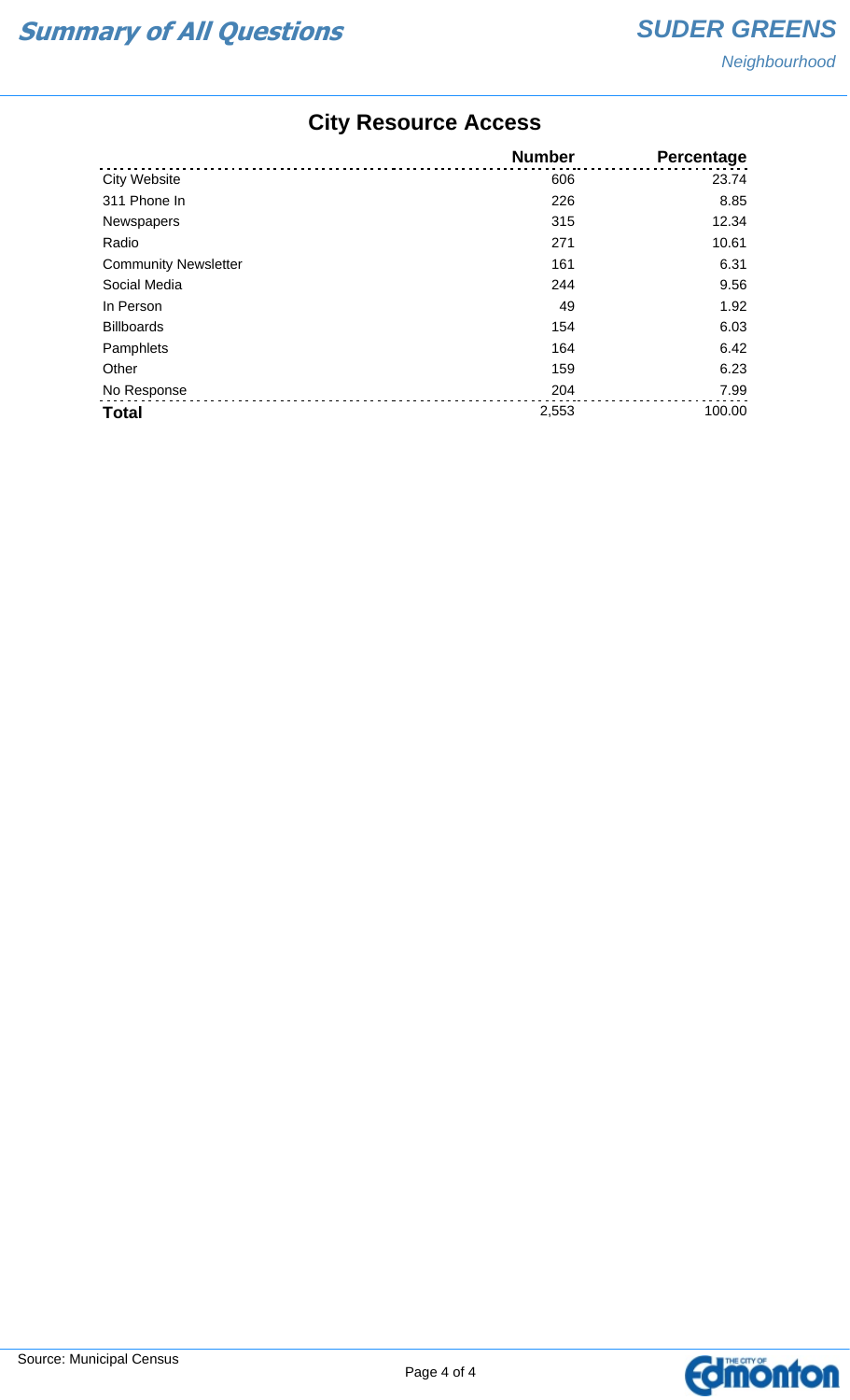## City Resource Access

| | Number | Percentage |
|---|---|---|
| City Website | 606 | 23.74 |
| 311 Phone In | 226 | 8.85 |
| Newspapers | 315 | 12.34 |
| Radio | 271 | 10.61 |
| Community Newsletter | 161 | 6.31 |
| Social Media | 244 | 9.56 |
| In Person | 49 | 1.92 |
| Billboards | 154 | 6.03 |
| Pamphlets | 164 | 6.42 |
| Other | 159 | 6.23 |
| No Response | 204 | 7.99 |
| **Total** | 2,553 | 100.00 |

Source: Municipal Census